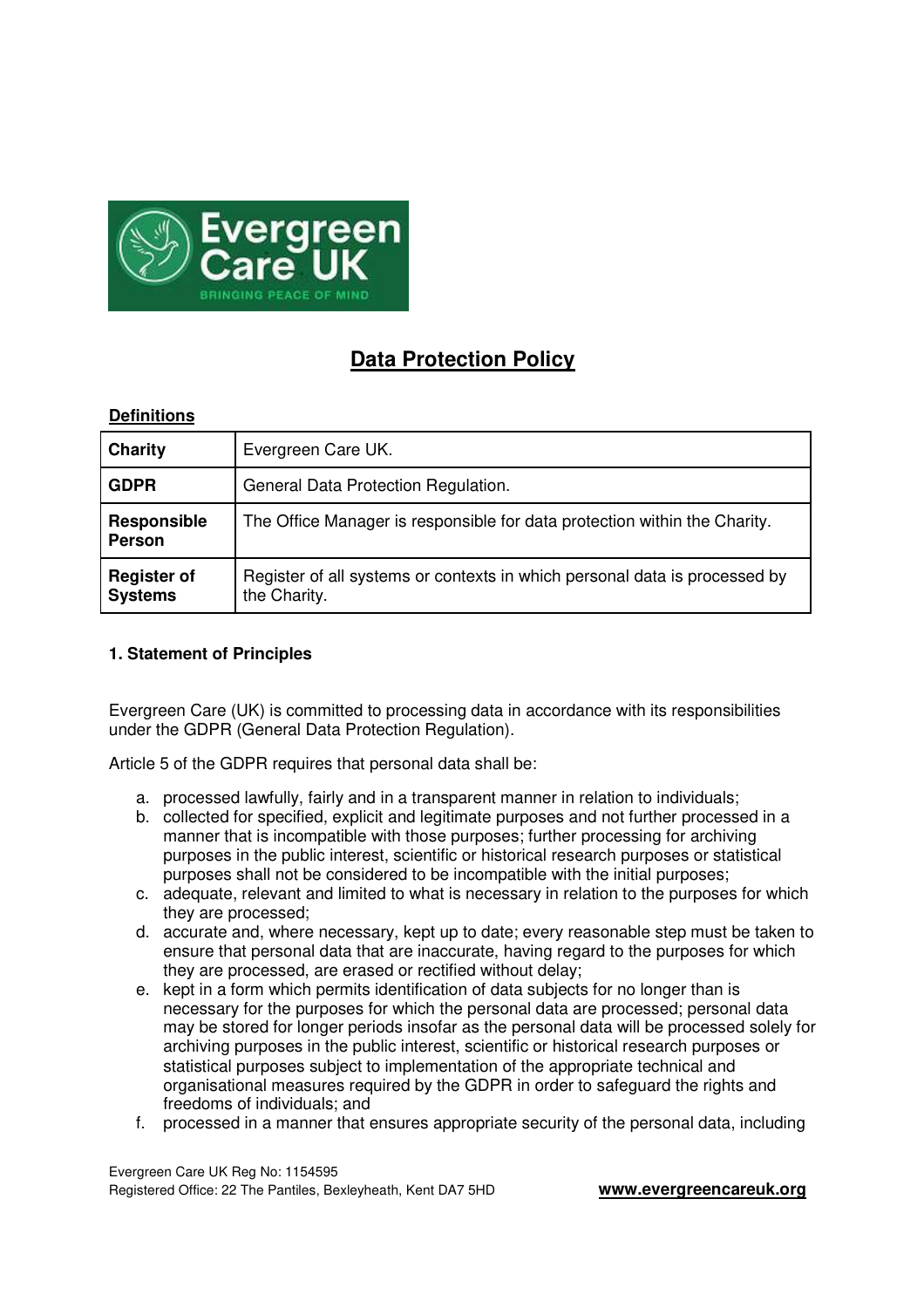# Data Protection Policy

**Definitions**

| | |
|---|---|
| **Charity** | Evergreen Care UK. |
| **GDPR** | General Data Protection Regulation. |
| **Responsible Person** | The Office Manager is responsible for data protection within the Charity. |
| **Register of Systems** | Register of all systems or contexts in which personal data is processed by the Charity. |

### 1. Statement of Principles

Evergreen Care (UK) is committed to processing data in accordance with its responsibilities under the GDPR (General Data Protection Regulation).

Article 5 of the GDPR requires that personal data shall be:

a. processed lawfully, fairly and in a transparent manner in relation to individuals;
b. collected for specified, explicit and legitimate purposes and not further processed in a manner that is incompatible with those purposes; further processing for archiving purposes in the public interest, scientific or historical research purposes or statistical purposes shall not be considered to be incompatible with the initial purposes;
c. adequate, relevant and limited to what is necessary in relation to the purposes for which they are processed;
d. accurate and, where necessary, kept up to date; every reasonable step must be taken to ensure that personal data that are inaccurate, having regard to the purposes for which they are processed, are erased or rectified without delay;
e. kept in a form which permits identification of data subjects for no longer than is necessary for the purposes for which the personal data are processed; personal data may be stored for longer periods insofar as the personal data will be processed solely for archiving purposes in the public interest, scientific or historical research purposes or statistical purposes subject to implementation of the appropriate technical and organisational measures required by the GDPR in order to safeguard the rights and freedoms of individuals; and
f. processed in a manner that ensures appropriate security of the personal data, including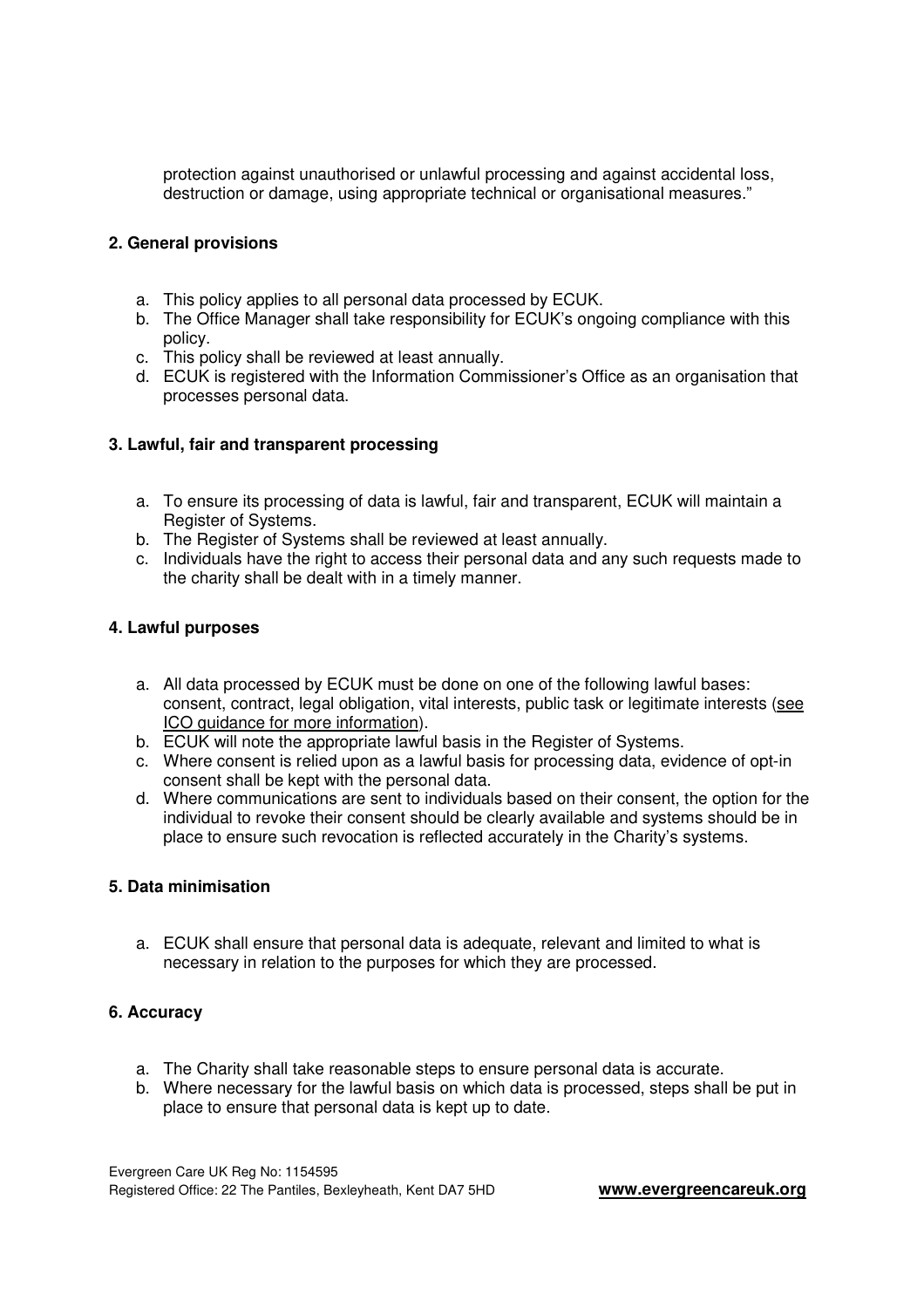protection against unauthorised or unlawful processing and against accidental loss, destruction or damage, using appropriate technical or organisational measures."

**2. General provisions**

a. This policy applies to all personal data processed by ECUK.
b. The Office Manager shall take responsibility for ECUK's ongoing compliance with this policy.
c. This policy shall be reviewed at least annually.
d. ECUK is registered with the Information Commissioner's Office as an organisation that processes personal data.

**3. Lawful, fair and transparent processing**

a. To ensure its processing of data is lawful, fair and transparent, ECUK will maintain a Register of Systems.
b. The Register of Systems shall be reviewed at least annually.
c. Individuals have the right to access their personal data and any such requests made to the charity shall be dealt with in a timely manner.

**4. Lawful purposes**

a. All data processed by ECUK must be done on one of the following lawful bases: consent, contract, legal obligation, vital interests, public task or legitimate interests (see ICO guidance for more information).
b. ECUK will note the appropriate lawful basis in the Register of Systems.
c. Where consent is relied upon as a lawful basis for processing data, evidence of opt-in consent shall be kept with the personal data.
d. Where communications are sent to individuals based on their consent, the option for the individual to revoke their consent should be clearly available and systems should be in place to ensure such revocation is reflected accurately in the Charity's systems.

**5. Data minimisation**

a. ECUK shall ensure that personal data is adequate, relevant and limited to what is necessary in relation to the purposes for which they are processed.

**6. Accuracy**

a. The Charity shall take reasonable steps to ensure personal data is accurate.
b. Where necessary for the lawful basis on which data is processed, steps shall be put in place to ensure that personal data is kept up to date.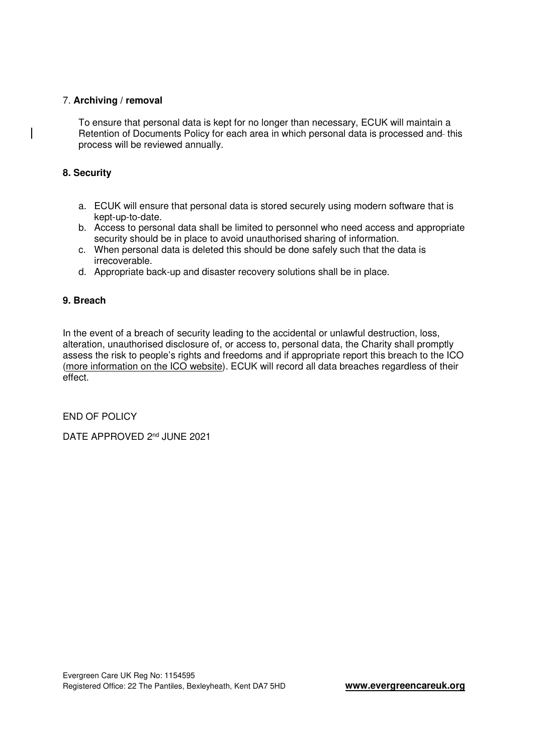## 7. **Archiving / removal**

To ensure that personal data is kept for no longer than necessary, ECUK will maintain a Retention of Documents Policy for each area in which personal data is processed and this process will be reviewed annually.

## 8. Security

a. ECUK will ensure that personal data is stored securely using modern software that is kept-up-to-date.
b. Access to personal data shall be limited to personnel who need access and appropriate security should be in place to avoid unauthorised sharing of information.
c. When personal data is deleted this should be done safely such that the data is irrecoverable.
d. Appropriate back-up and disaster recovery solutions shall be in place.

## 9. Breach

In the event of a breach of security leading to the accidental or unlawful destruction, loss, alteration, unauthorised disclosure of, or access to, personal data, the Charity shall promptly assess the risk to people's rights and freedoms and if appropriate report this breach to the ICO (more information on the ICO website). ECUK will record all data breaches regardless of their effect.

END OF POLICY

DATE APPROVED 2nd JUNE 2021

Evergreen Care UK Reg No: 1154595
Registered Office: 22 The Pantiles, Bexleyheath, Kent DA7 5HD **www.evergreencareuk.org**